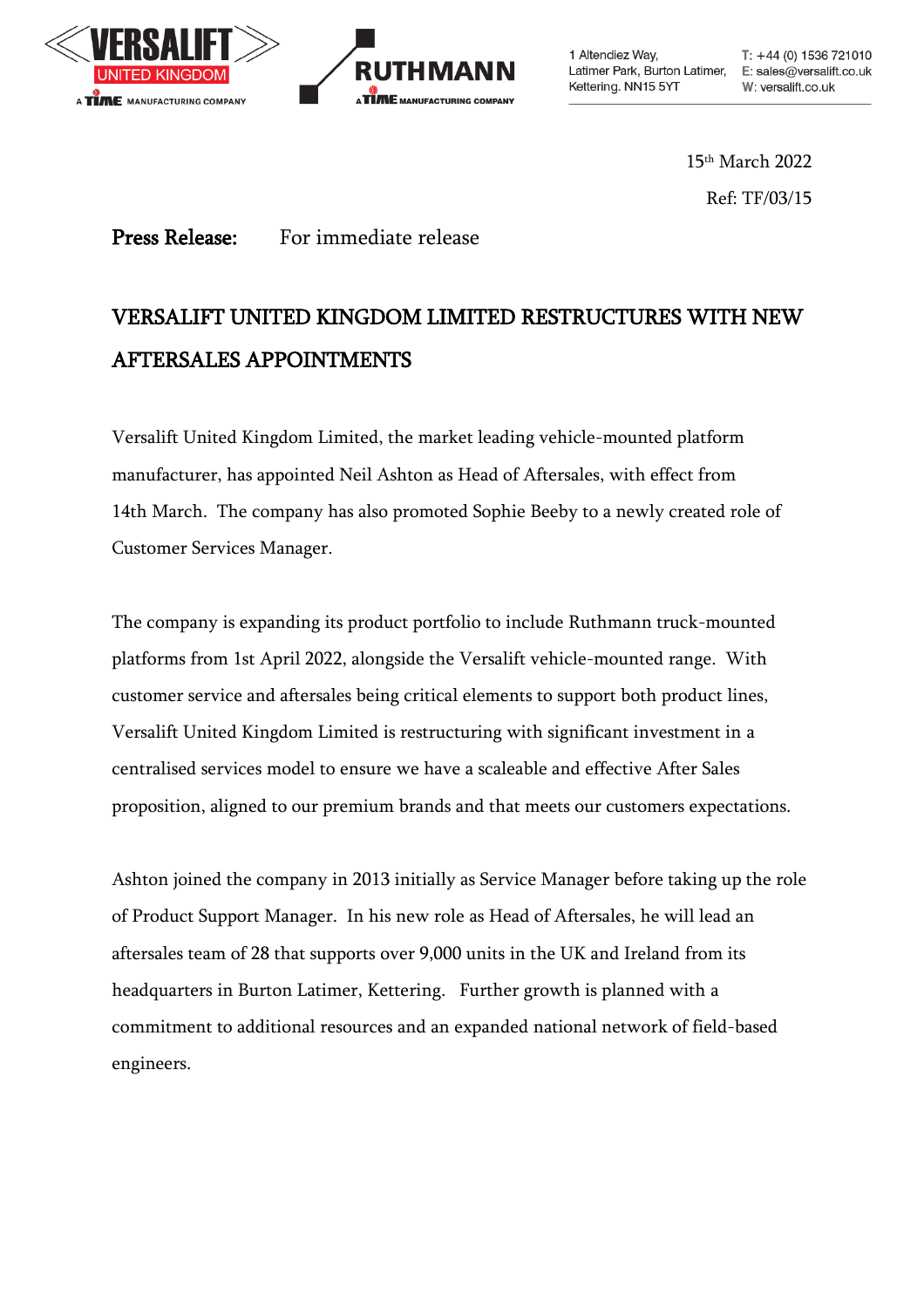VERSALIFT UNITED KINGDOM
A TIME MANUFACTURING COMPANY

RUTHMANN
A TIME MANUFACTURING COMPANY

1 Altendiez Way,
Latimer Park, Burton Latimer,
Kettering. NN15 5YT

T: +44 (0) 1536 721010
E: sales@versalift.co.uk
W: versalift.co.uk

15th March 2022

Ref: TF/03/15

**Press Release:** For immediate release

# VERSALIFT UNITED KINGDOM LIMITED RESTRUCTURES WITH NEW AFTERSALES APPOINTMENTS

Versalift United Kingdom Limited, the market leading vehicle-mounted platform manufacturer, has appointed Neil Ashton as Head of Aftersales, with effect from 14th March. The company has also promoted Sophie Beeby to a newly created role of Customer Services Manager.

The company is expanding its product portfolio to include Ruthmann truck-mounted platforms from 1st April 2022, alongside the Versalift vehicle-mounted range. With customer service and aftersales being critical elements to support both product lines, Versalift United Kingdom Limited is restructuring with significant investment in a centralised services model to ensure we have a scaleable and effective After Sales proposition, aligned to our premium brands and that meets our customers expectations.

Ashton joined the company in 2013 initially as Service Manager before taking up the role of Product Support Manager. In his new role as Head of Aftersales, he will lead an aftersales team of 28 that supports over 9,000 units in the UK and Ireland from its headquarters in Burton Latimer, Kettering. Further growth is planned with a commitment to additional resources and an expanded national network of field-based engineers.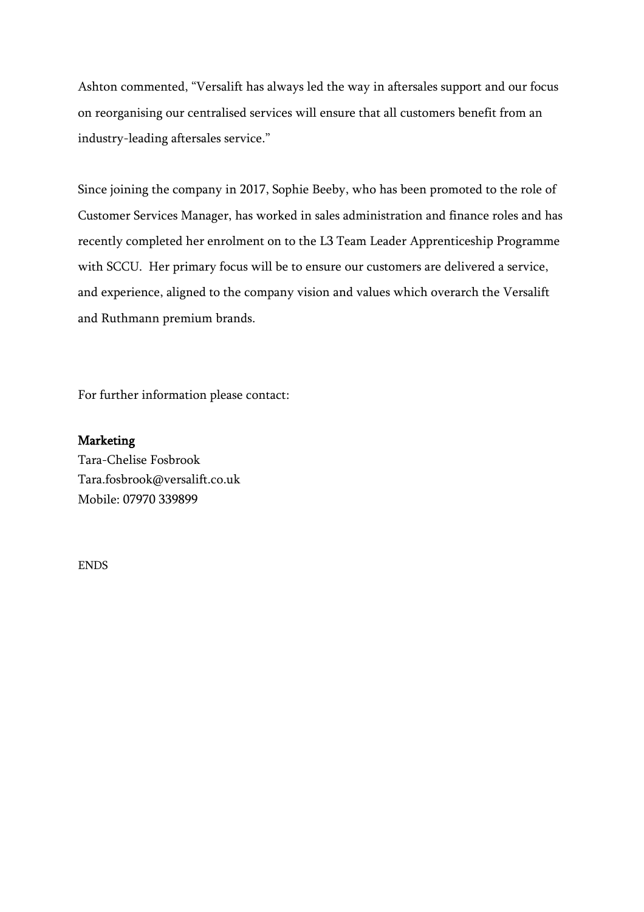Ashton commented, “Versalift has always led the way in aftersales support and our focus on reorganising our centralised services will ensure that all customers benefit from an industry-leading aftersales service.”

Since joining the company in 2017, Sophie Beeby, who has been promoted to the role of Customer Services Manager, has worked in sales administration and finance roles and has recently completed her enrolment on to the L3 Team Leader Apprenticeship Programme with SCCU. Her primary focus will be to ensure our customers are delivered a service, and experience, aligned to the company vision and values which overarch the Versalift and Ruthmann premium brands.

For further information please contact:

**Marketing**
Tara-Chelise Fosbrook
Tara.fosbrook@versalift.co.uk
Mobile: 07970 339899

ENDS